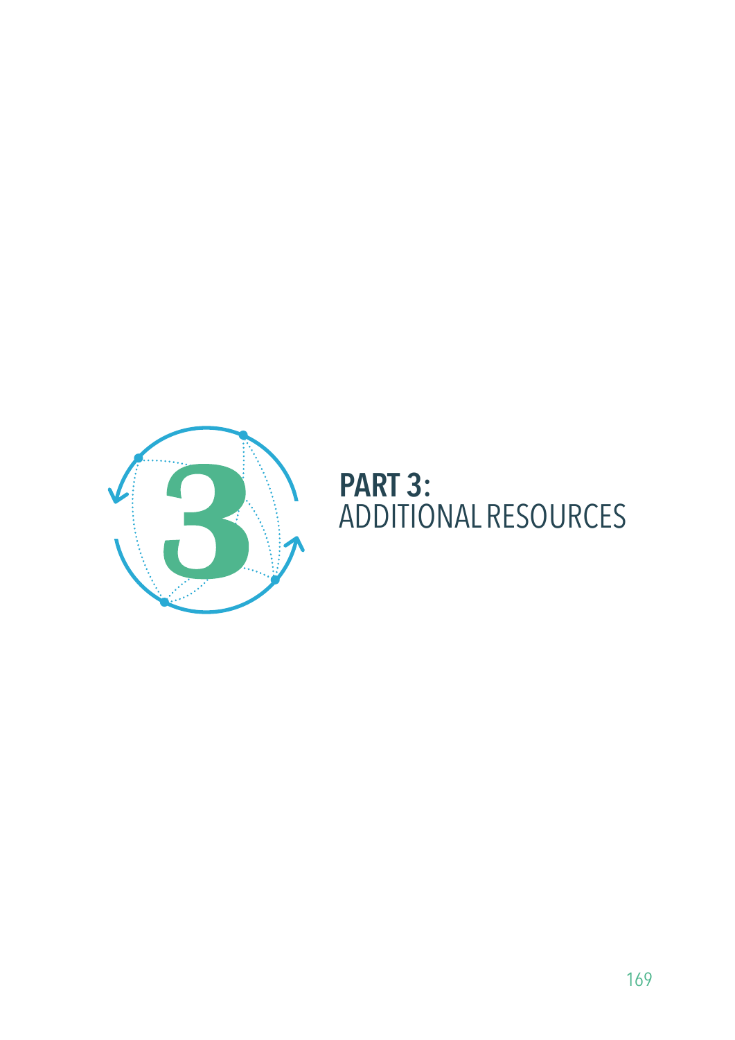# PART 3: ADDITIONAL RESOURCES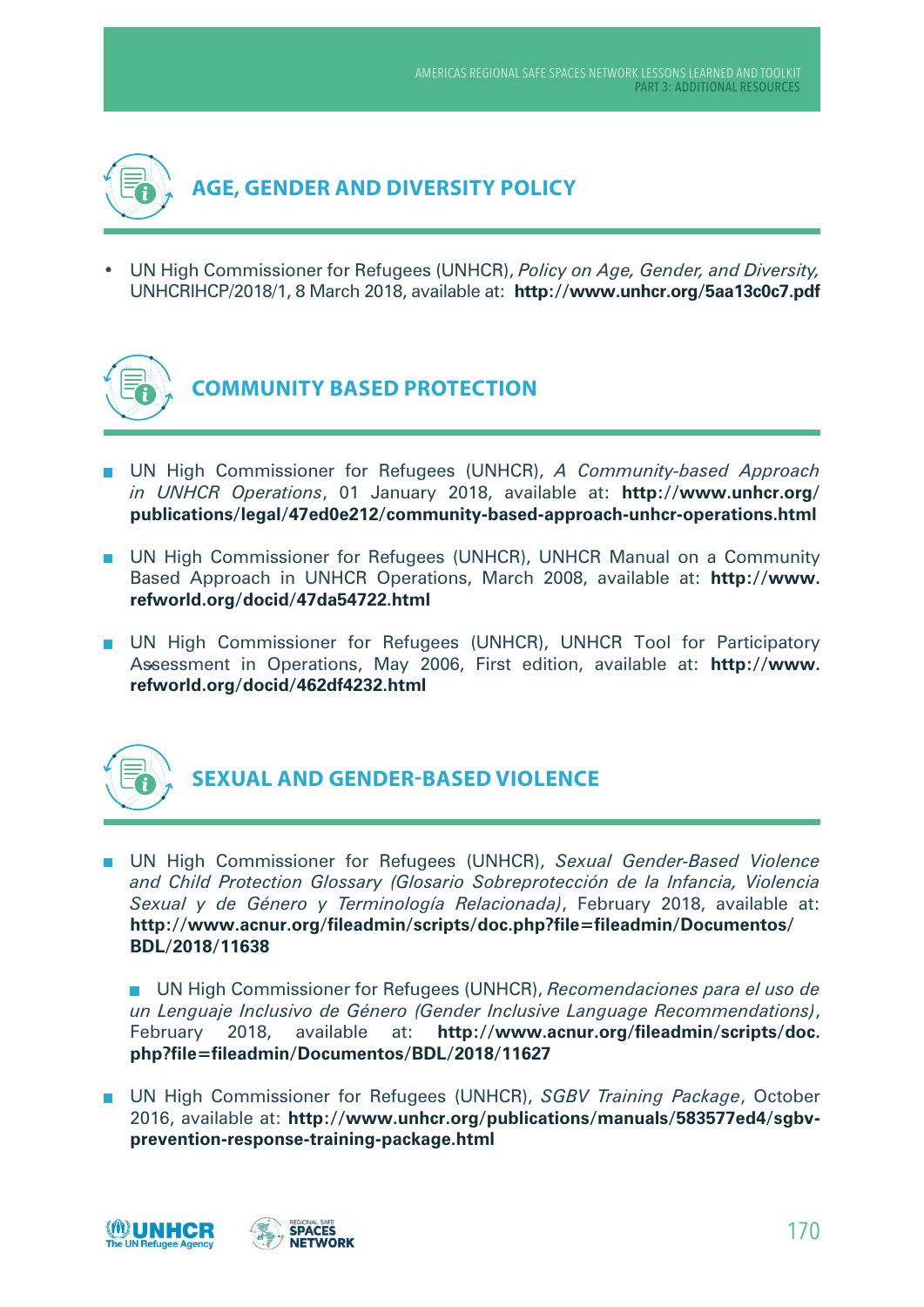## AGE, GENDER AND DIVERSITY POLICY

- UN High Commissioner for Refugees (UNHCR), *Policy on Age, Gender, and Diversity,* UNHCRIHCP/2018/1, 8 March 2018, available at: **http://www.unhcr.org/5aa13c0c7.pdf**

## COMMUNITY BASED PROTECTION

- UN High Commissioner for Refugees (UNHCR), *A Community-based Approach in UNHCR Operations*, 01 January 2018, available at: **http://www.unhcr.org/publications/legal/47ed0e212/community-based-approach-unhcr-operations.html**

- UN High Commissioner for Refugees (UNHCR), UNHCR Manual on a Community Based Approach in UNHCR Operations, March 2008, available at: **http://www.refworld.org/docid/47da54722.html**

- UN High Commissioner for Refugees (UNHCR), UNHCR Tool for Participatory Assessment in Operations, May 2006, First edition, available at: **http://www.refworld.org/docid/462df4232.html**

## SEXUAL AND GENDER-BASED VIOLENCE

- UN High Commissioner for Refugees (UNHCR), *Sexual Gender-Based Violence and Child Protection Glossary (Glosario Sobreprotección de la Infancia, Violencia Sexual y de Género y Terminología Relacionada)*, February 2018, available at: **http://www.acnur.org/fileadmin/scripts/doc.php?file=fileadmin/Documentos/BDL/2018/11638**

- UN High Commissioner for Refugees (UNHCR), *Recomendaciones para el uso de un Lenguaje Inclusivo de Género (Gender Inclusive Language Recommendations)*, February 2018, available at: **http://www.acnur.org/fileadmin/scripts/doc.php?file=fileadmin/Documentos/BDL/2018/11627**

- UN High Commissioner for Refugees (UNHCR), *SGBV Training Package*, October 2016, available at: **http://www.unhcr.org/publications/manuals/583577ed4/sgbv-prevention-response-training-package.html**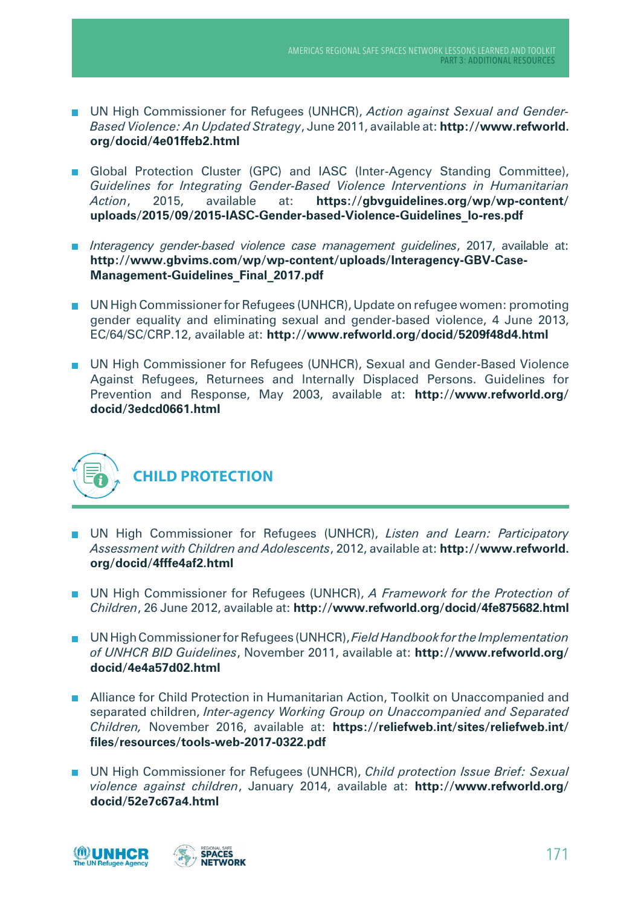- UN High Commissioner for Refugees (UNHCR), *Action against Sexual and Gender-Based Violence: An Updated Strategy*, June 2011, available at: **http://www.refworld.org/docid/4e01ffeb2.html**

- Global Protection Cluster (GPC) and IASC (Inter-Agency Standing Committee), *Guidelines for Integrating Gender-Based Violence Interventions in Humanitarian Action*, 2015, available at: **https://gbvguidelines.org/wp/wp-content/uploads/2015/09/2015-IASC-Gender-based-Violence-Guidelines_lo-res.pdf**

- *Interagency gender-based violence case management guidelines*, 2017, available at: **http://www.gbvims.com/wp/wp-content/uploads/Interagency-GBV-Case-Management-Guidelines_Final_2017.pdf**

- UN High Commissioner for Refugees (UNHCR), Update on refugee women: promoting gender equality and eliminating sexual and gender-based violence, 4 June 2013, EC/64/SC/CRP.12, available at: **http://www.refworld.org/docid/5209f48d4.html**

- UN High Commissioner for Refugees (UNHCR), Sexual and Gender-Based Violence Against Refugees, Returnees and Internally Displaced Persons. Guidelines for Prevention and Response, May 2003, available at: **http://www.refworld.org/docid/3edcd0661.html**

## CHILD PROTECTION

- UN High Commissioner for Refugees (UNHCR), *Listen and Learn: Participatory Assessment with Children and Adolescents*, 2012, available at: **http://www.refworld.org/docid/4fffe4af2.html**

- UN High Commissioner for Refugees (UNHCR), *A Framework for the Protection of Children*, 26 June 2012, available at: **http://www.refworld.org/docid/4fe875682.html**

- UN High Commissioner for Refugees (UNHCR), *Field Handbook for the Implementation of UNHCR BID Guidelines*, November 2011, available at: **http://www.refworld.org/docid/4e4a57d02.html**

- Alliance for Child Protection in Humanitarian Action, Toolkit on Unaccompanied and separated children, *Inter-agency Working Group on Unaccompanied and Separated Children,* November 2016, available at: **https://reliefweb.int/sites/reliefweb.int/files/resources/tools-web-2017-0322.pdf**

- UN High Commissioner for Refugees (UNHCR), *Child protection Issue Brief: Sexual violence against children*, January 2014, available at: **http://www.refworld.org/docid/52e7c67a4.html**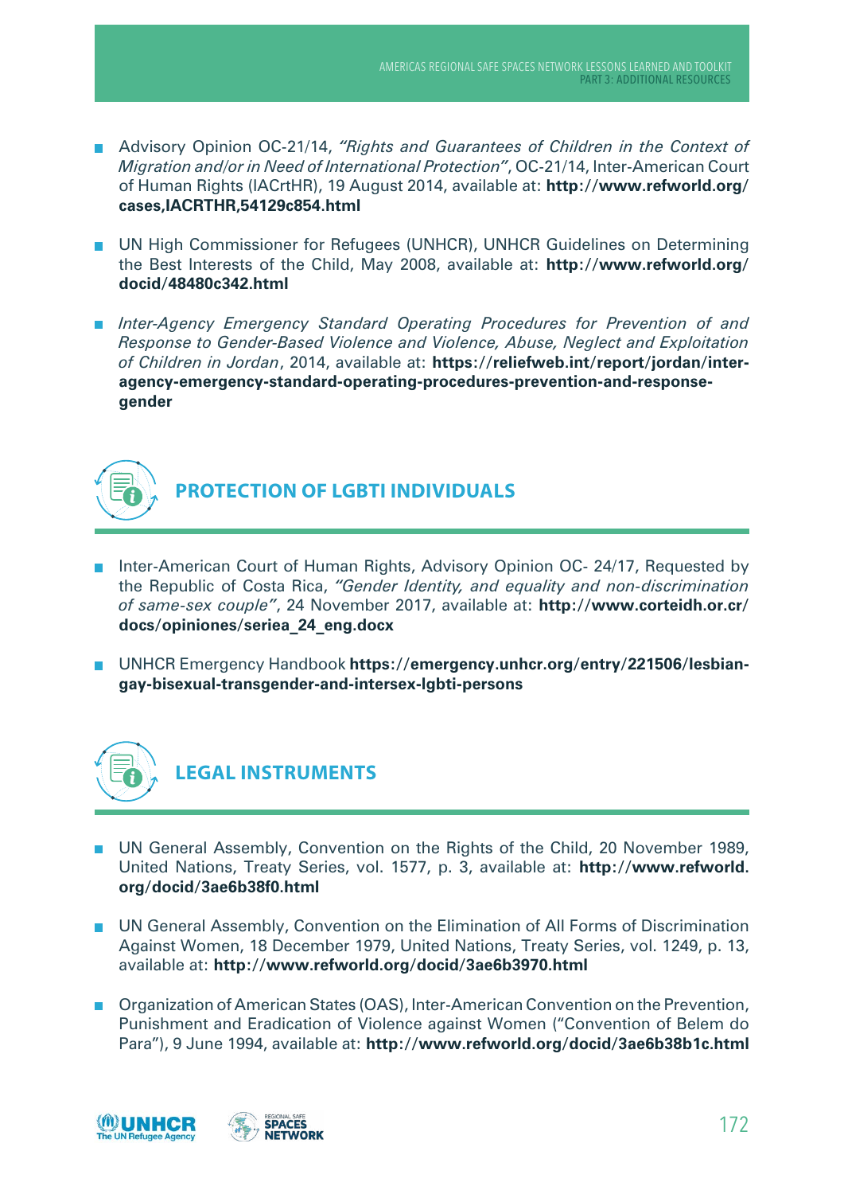- Advisory Opinion OC-21/14, *"Rights and Guarantees of Children in the Context of Migration and/or in Need of International Protection"*, OC-21/14, Inter-American Court of Human Rights (IACrtHR), 19 August 2014, available at: **http://www.refworld.org/cases,IACRTHR,54129c854.html**

- UN High Commissioner for Refugees (UNHCR), UNHCR Guidelines on Determining the Best Interests of the Child, May 2008, available at: **http://www.refworld.org/docid/48480c342.html**

- *Inter-Agency Emergency Standard Operating Procedures for Prevention of and Response to Gender-Based Violence and Violence, Abuse, Neglect and Exploitation of Children in Jordan*, 2014, available at: **https://reliefweb.int/report/jordan/inter-agency-emergency-standard-operating-procedures-prevention-and-response-gender**

## PROTECTION OF LGBTI INDIVIDUALS

- Inter-American Court of Human Rights, Advisory Opinion OC- 24/17, Requested by the Republic of Costa Rica, *"Gender Identity, and equality and non-discrimination of same-sex couple"*, 24 November 2017, available at: **http://www.corteidh.or.cr/docs/opiniones/seriea_24_eng.docx**

- UNHCR Emergency Handbook **https://emergency.unhcr.org/entry/221506/lesbian-gay-bisexual-transgender-and-intersex-lgbti-persons**

## LEGAL INSTRUMENTS

- UN General Assembly, Convention on the Rights of the Child, 20 November 1989, United Nations, Treaty Series, vol. 1577, p. 3, available at: **http://www.refworld.org/docid/3ae6b38f0.html**

- UN General Assembly, Convention on the Elimination of All Forms of Discrimination Against Women, 18 December 1979, United Nations, Treaty Series, vol. 1249, p. 13, available at: **http://www.refworld.org/docid/3ae6b3970.html**

- Organization of American States (OAS), Inter-American Convention on the Prevention, Punishment and Eradication of Violence against Women ("Convention of Belem do Para"), 9 June 1994, available at: **http://www.refworld.org/docid/3ae6b38b1c.html**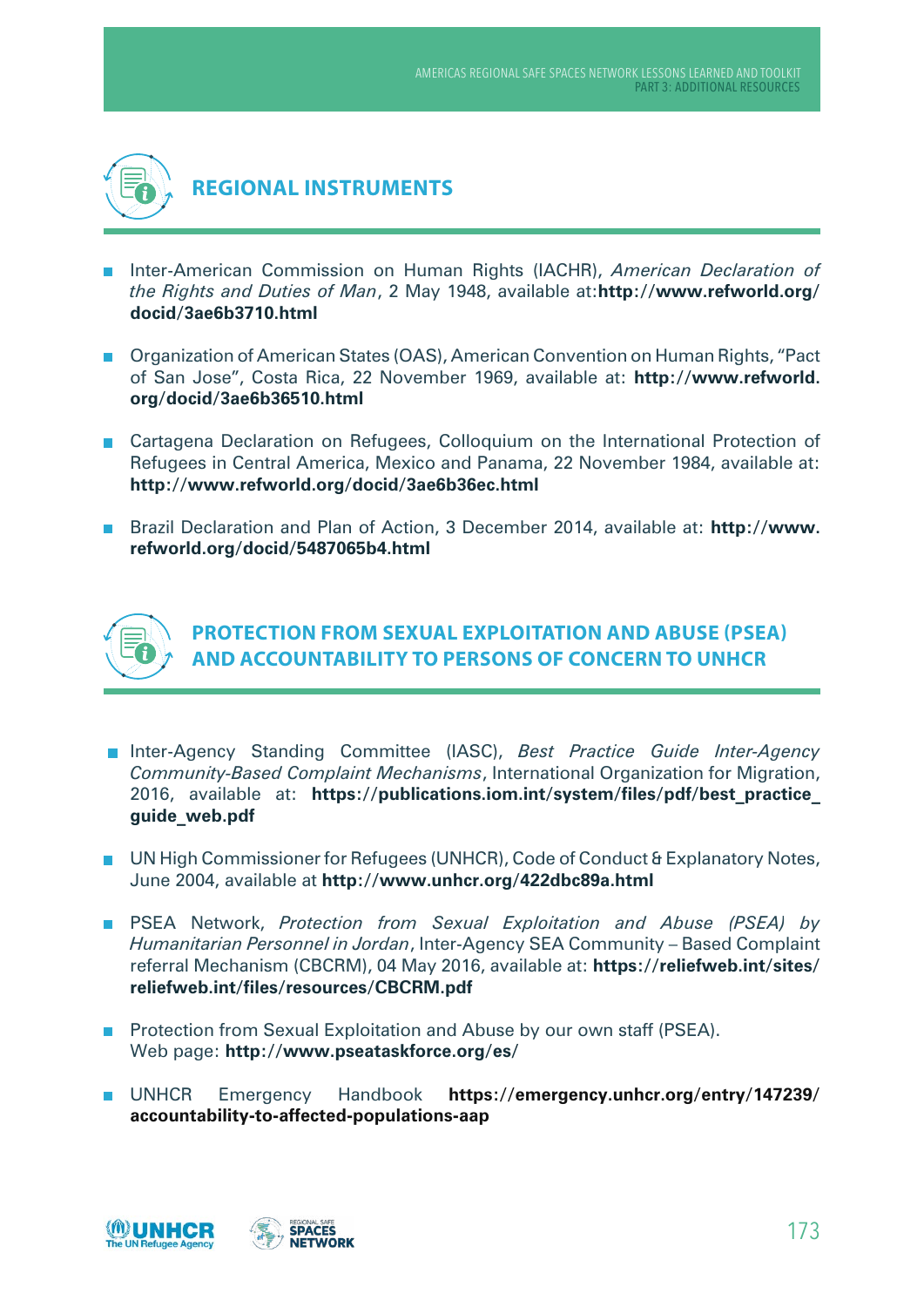## REGIONAL INSTRUMENTS

- Inter-American Commission on Human Rights (IACHR), *American Declaration of the Rights and Duties of Man*, 2 May 1948, available at:**http://www.refworld.org/docid/3ae6b3710.html**
- Organization of American States (OAS), American Convention on Human Rights, "Pact of San Jose", Costa Rica, 22 November 1969, available at: **http://www.refworld.org/docid/3ae6b36510.html**
- Cartagena Declaration on Refugees, Colloquium on the International Protection of Refugees in Central America, Mexico and Panama, 22 November 1984, available at: **http://www.refworld.org/docid/3ae6b36ec.html**
- Brazil Declaration and Plan of Action, 3 December 2014, available at: **http://www.refworld.org/docid/5487065b4.html**

## PROTECTION FROM SEXUAL EXPLOITATION AND ABUSE (PSEA) AND ACCOUNTABILITY TO PERSONS OF CONCERN TO UNHCR

- Inter-Agency Standing Committee (IASC), *Best Practice Guide Inter-Agency Community-Based Complaint Mechanisms*, International Organization for Migration, 2016, available at: **https://publications.iom.int/system/files/pdf/best_practice_guide_web.pdf**
- UN High Commissioner for Refugees (UNHCR), Code of Conduct & Explanatory Notes, June 2004, available at **http://www.unhcr.org/422dbc89a.html**
- PSEA Network, *Protection from Sexual Exploitation and Abuse (PSEA) by Humanitarian Personnel in Jordan*, Inter-Agency SEA Community – Based Complaint referral Mechanism (CBCRM), 04 May 2016, available at: **https://reliefweb.int/sites/reliefweb.int/files/resources/CBCRM.pdf**
- Protection from Sexual Exploitation and Abuse by our own staff (PSEA). Web page: **http://www.pseataskforce.org/es/**
- UNHCR Emergency Handbook **https://emergency.unhcr.org/entry/147239/accountability-to-affected-populations-aap**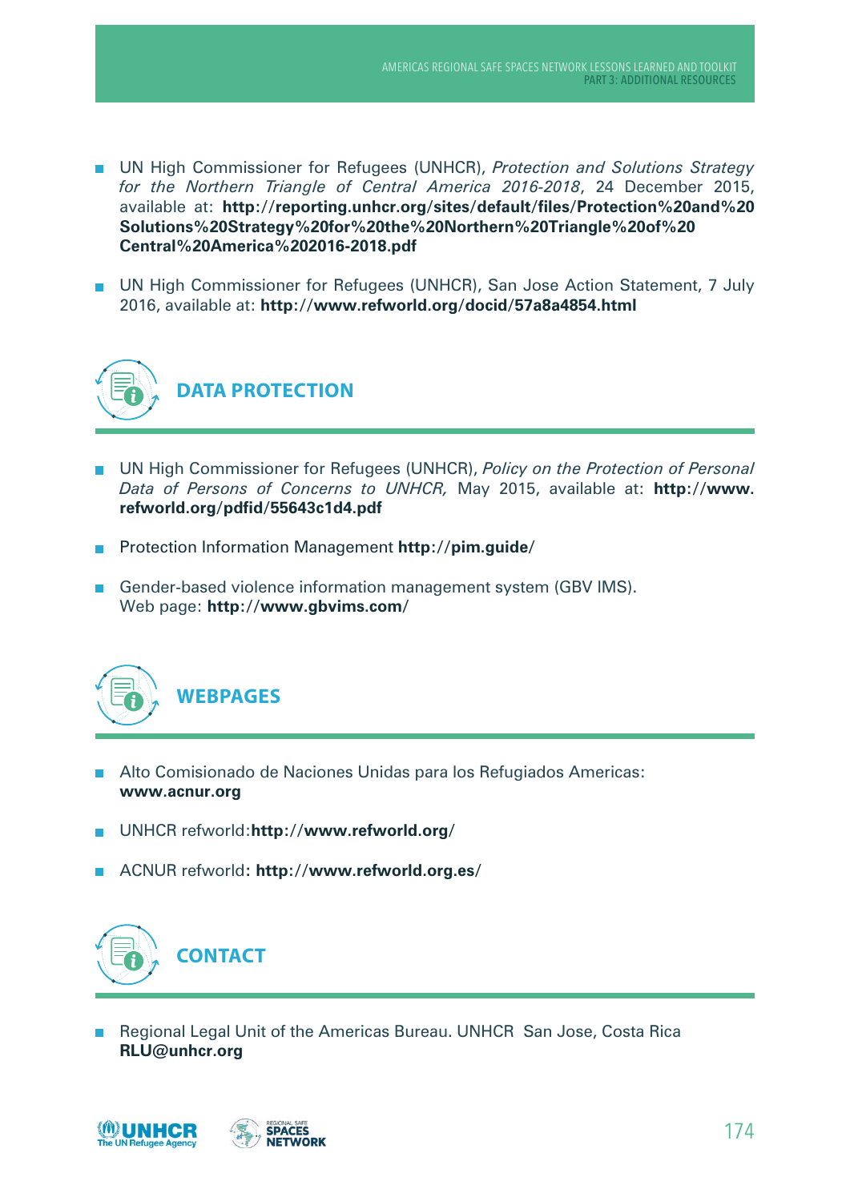- UN High Commissioner for Refugees (UNHCR), *Protection and Solutions Strategy for the Northern Triangle of Central America 2016-2018*, 24 December 2015, available at: **http://reporting.unhcr.org/sites/default/files/Protection%20and%20Solutions%20Strategy%20for%20the%20Northern%20Triangle%20of%20Central%20America%202016-2018.pdf**

- UN High Commissioner for Refugees (UNHCR), San Jose Action Statement, 7 July 2016, available at: **http://www.refworld.org/docid/57a8a4854.html**

## DATA PROTECTION

- UN High Commissioner for Refugees (UNHCR), *Policy on the Protection of Personal Data of Persons of Concerns to UNHCR,* May 2015, available at: **http://www.refworld.org/pdfid/55643c1d4.pdf**

- Protection Information Management **http://pim.guide/**

- Gender-based violence information management system (GBV IMS). Web page: **http://www.gbvims.com/**

## WEBPAGES

- Alto Comisionado de Naciones Unidas para los Refugiados Americas: **www.acnur.org**

- UNHCR refworld:**http://www.refworld.org/**

- ACNUR refworld**: http://www.refworld.org.es/**

## CONTACT

- Regional Legal Unit of the Americas Bureau. UNHCR San Jose, Costa Rica **RLU@unhcr.org**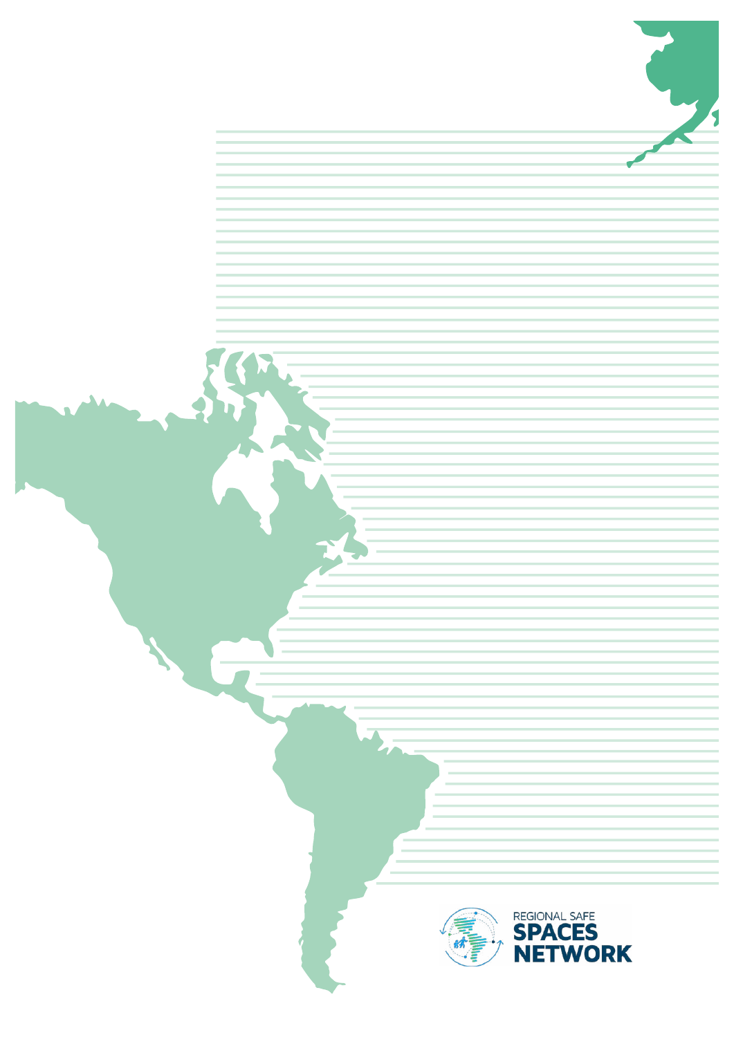REGIONAL SAFE
SPACES
NETWORK